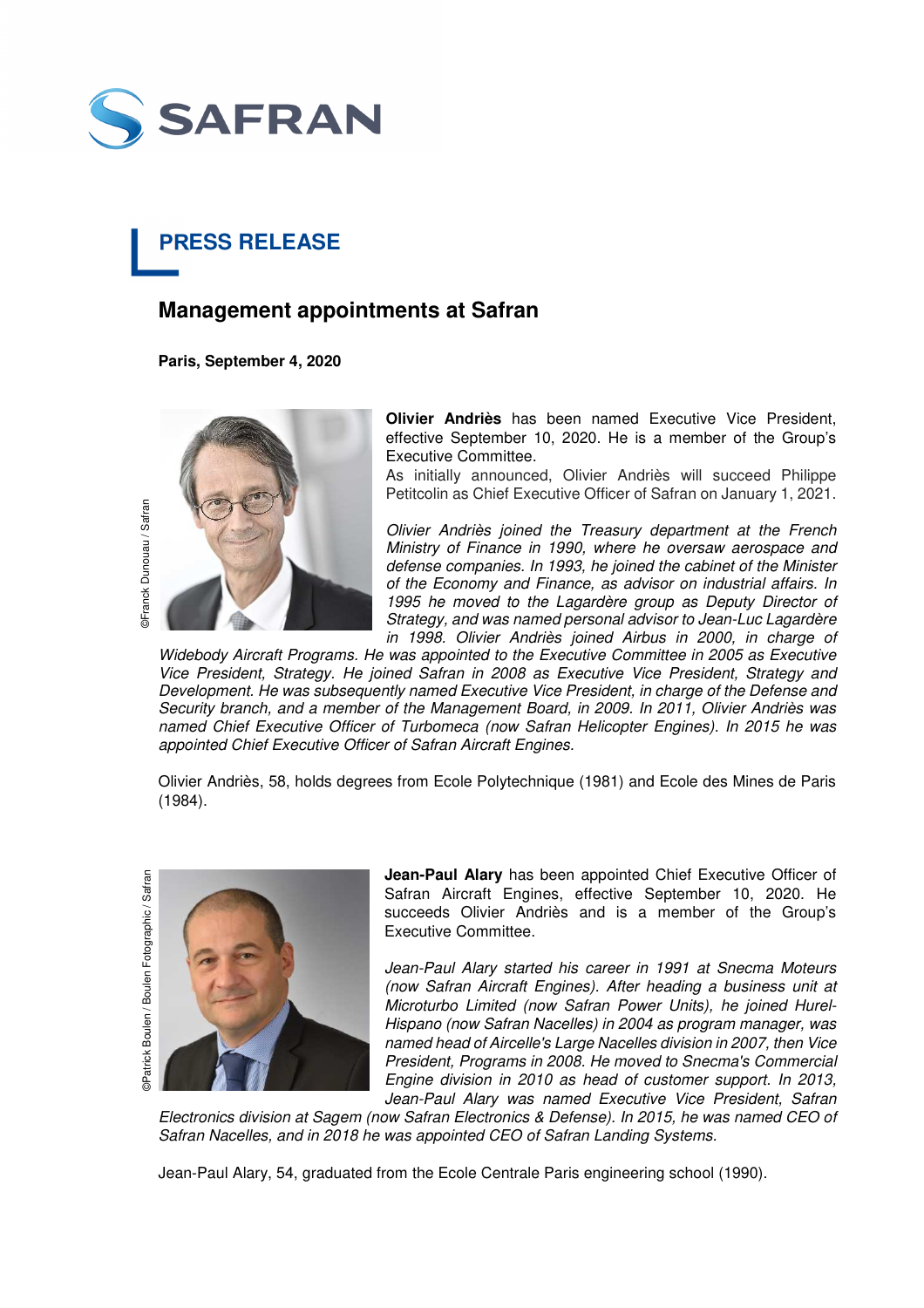# PRESS RELEASE

## Management appointments at Safran

**Paris, September 4, 2020**

©Franck Dunouau / Safran

**Olivier Andriès** has been named Executive Vice President, effective September 10, 2020. He is a member of the Group's Executive Committee.
As initially announced, Olivier Andriès will succeed Philippe Petitcolin as Chief Executive Officer of Safran on January 1, 2021.

*Olivier Andriès joined the Treasury department at the French Ministry of Finance in 1990, where he oversaw aerospace and defense companies. In 1993, he joined the cabinet of the Minister of the Economy and Finance, as advisor on industrial affairs. In 1995 he moved to the Lagardère group as Deputy Director of Strategy, and was named personal advisor to Jean-Luc Lagardère in 1998. Olivier Andriès joined Airbus in 2000, in charge of Widebody Aircraft Programs. He was appointed to the Executive Committee in 2005 as Executive Vice President, Strategy. He joined Safran in 2008 as Executive Vice President, Strategy and Development. He was subsequently named Executive Vice President, in charge of the Defense and Security branch, and a member of the Management Board, in 2009. In 2011, Olivier Andriès was named Chief Executive Officer of Turbomeca (now Safran Helicopter Engines). In 2015 he was appointed Chief Executive Officer of Safran Aircraft Engines.*

Olivier Andriès, 58, holds degrees from Ecole Polytechnique (1981) and Ecole des Mines de Paris (1984).

©Patrick Boulen / Boulen Fotographic / Safran

**Jean-Paul Alary** has been appointed Chief Executive Officer of Safran Aircraft Engines, effective September 10, 2020. He succeeds Olivier Andriès and is a member of the Group's Executive Committee.

*Jean-Paul Alary started his career in 1991 at Snecma Moteurs (now Safran Aircraft Engines). After heading a business unit at Microturbo Limited (now Safran Power Units), he joined Hurel-Hispano (now Safran Nacelles) in 2004 as program manager, was named head of Aircelle's Large Nacelles division in 2007, then Vice President, Programs in 2008. He moved to Snecma's Commercial Engine division in 2010 as head of customer support. In 2013, Jean-Paul Alary was named Executive Vice President, Safran Electronics division at Sagem (now Safran Electronics & Defense). In 2015, he was named CEO of Safran Nacelles, and in 2018 he was appointed CEO of Safran Landing Systems.*

Jean-Paul Alary, 54, graduated from the Ecole Centrale Paris engineering school (1990).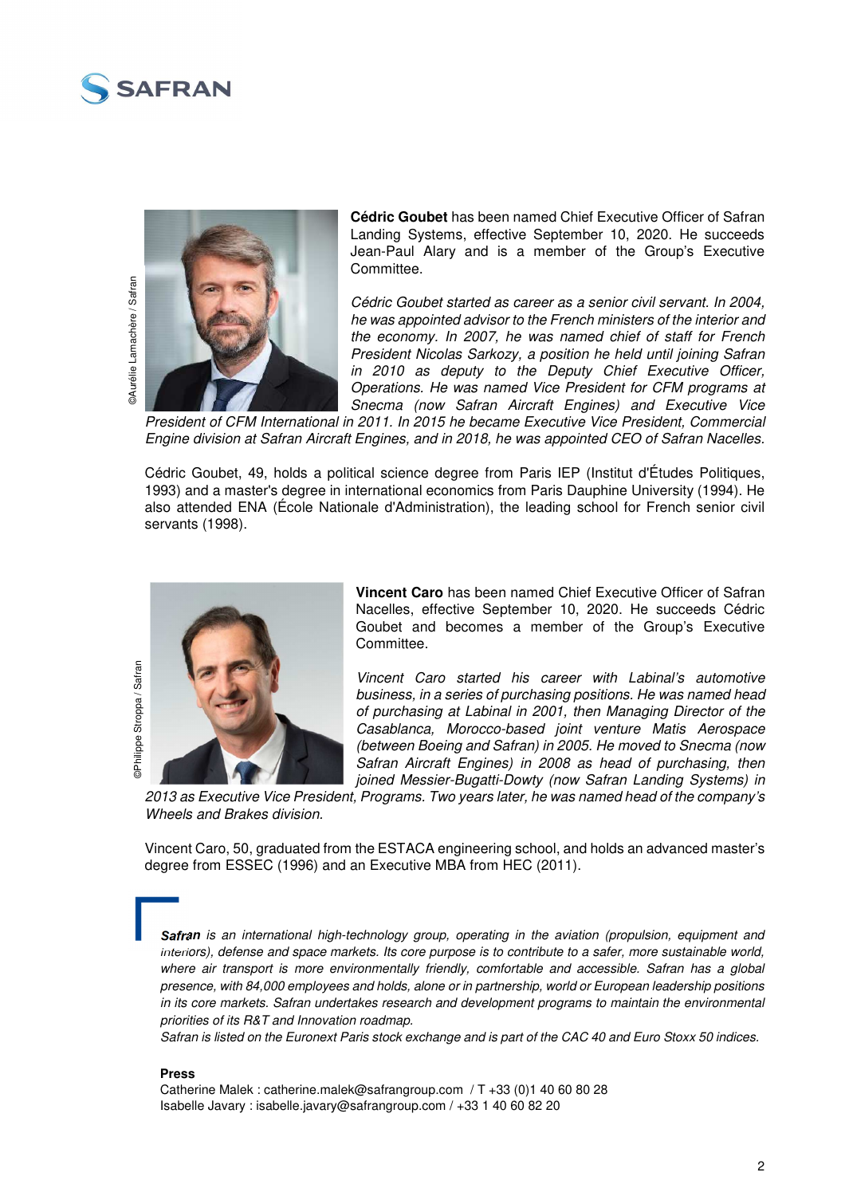©Aurélie Lamachère / Safran

**Cédric Goubet** has been named Chief Executive Officer of Safran Landing Systems, effective September 10, 2020. He succeeds Jean-Paul Alary and is a member of the Group's Executive Committee.

*Cédric Goubet started as career as a senior civil servant. In 2004, he was appointed advisor to the French ministers of the interior and the economy. In 2007, he was named chief of staff for French President Nicolas Sarkozy, a position he held until joining Safran in 2010 as deputy to the Deputy Chief Executive Officer, Operations. He was named Vice President for CFM programs at Snecma (now Safran Aircraft Engines) and Executive Vice President of CFM International in 2011. In 2015 he became Executive Vice President, Commercial Engine division at Safran Aircraft Engines, and in 2018, he was appointed CEO of Safran Nacelles.*

Cédric Goubet, 49, holds a political science degree from Paris IEP (Institut d'Études Politiques, 1993) and a master's degree in international economics from Paris Dauphine University (1994). He also attended ENA (École Nationale d'Administration), the leading school for French senior civil servants (1998).

©Philippe Stroppa / Safran

**Vincent Caro** has been named Chief Executive Officer of Safran Nacelles, effective September 10, 2020. He succeeds Cédric Goubet and becomes a member of the Group's Executive Committee.

*Vincent Caro started his career with Labinal's automotive business, in a series of purchasing positions. He was named head of purchasing at Labinal in 2001, then Managing Director of the Casablanca, Morocco-based joint venture Matis Aerospace (between Boeing and Safran) in 2005. He moved to Snecma (now Safran Aircraft Engines) in 2008 as head of purchasing, then joined Messier-Bugatti-Dowty (now Safran Landing Systems) in 2013 as Executive Vice President, Programs. Two years later, he was named head of the company's Wheels and Brakes division.*

Vincent Caro, 50, graduated from the ESTACA engineering school, and holds an advanced master's degree from ESSEC (1996) and an Executive MBA from HEC (2011).

***Safran** is an international high-technology group, operating in the aviation (propulsion, equipment and interiors), defense and space markets. Its core purpose is to contribute to a safer, more sustainable world, where air transport is more environmentally friendly, comfortable and accessible. Safran has a global presence, with 84,000 employees and holds, alone or in partnership, world or European leadership positions in its core markets. Safran undertakes research and development programs to maintain the environmental priorities of its R&T and Innovation roadmap.*
*Safran is listed on the Euronext Paris stock exchange and is part of the CAC 40 and Euro Stoxx 50 indices.*

**Press**
Catherine Malek : catherine.malek@safrangroup.com / T +33 (0)1 40 60 80 28
Isabelle Javary : isabelle.javary@safrangroup.com / +33 1 40 60 82 20